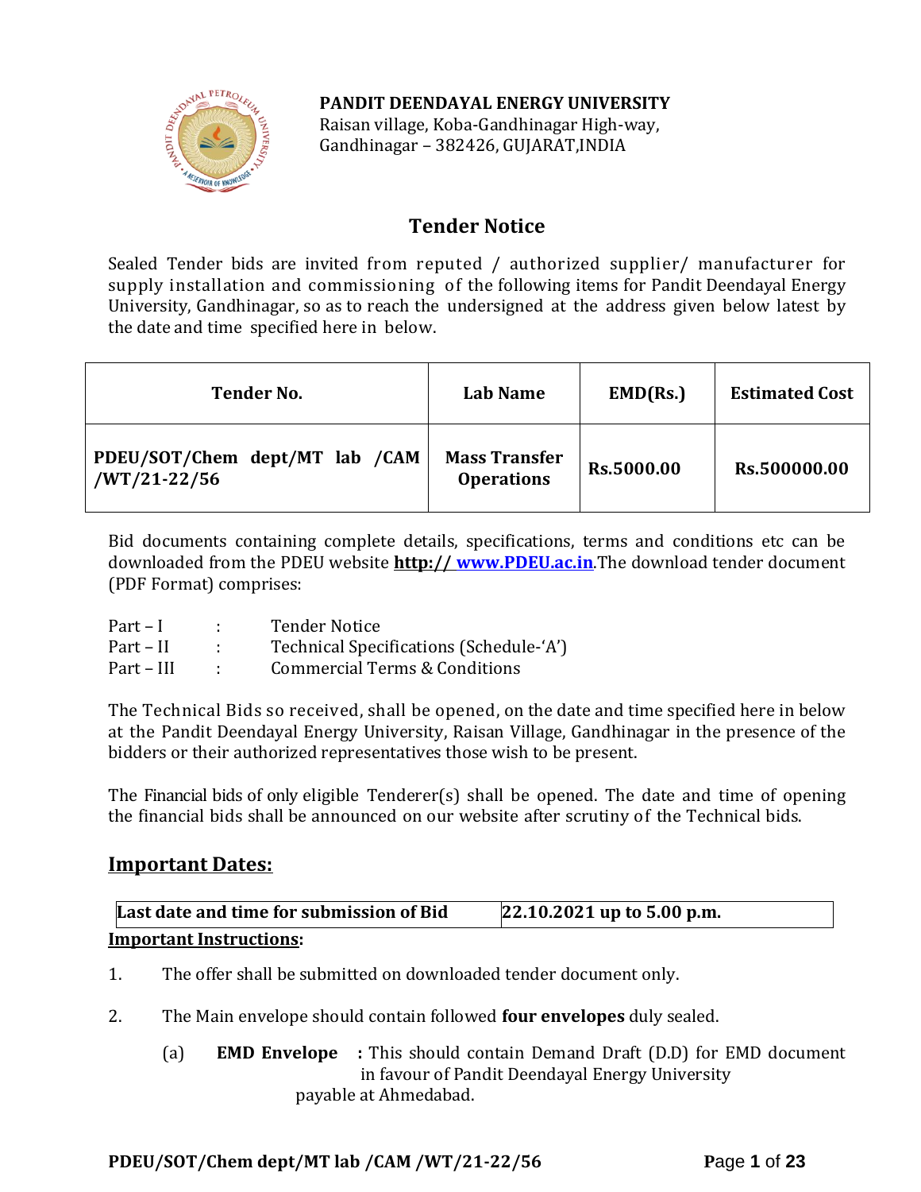**PANDIT DEENDAYAL ENERGY UNIVERSITY**
Raisan village, Koba-Gandhinagar High-way,
Gandhinagar – 382426, GUJARAT,INDIA

# Tender Notice

Sealed Tender bids are invited from reputed / authorized supplier/ manufacturer for supply installation and commissioning of the following items for Pandit Deendayal Energy University, Gandhinagar, so as to reach the undersigned at the address given below latest by the date and time specified here in below.

| Tender No. | Lab Name | EMD(Rs.) | Estimated Cost |
|---|---|---|---|
| **PDEU/SOT/Chem dept/MT lab /CAM /WT/21-22/56** | **Mass Transfer Operations** | **Rs.5000.00** | **Rs.500000.00** |

Bid documents containing complete details, specifications, terms and conditions etc can be downloaded from the PDEU website **http:// www.PDEU.ac.in**.The download tender document (PDF Format) comprises:

| | | |
|---|---|---|
| Part – I | : | Tender Notice |
| Part – II | : | Technical Specifications (Schedule-'A') |
| Part – III | : | Commercial Terms & Conditions |

The Technical Bids so received, shall be opened, on the date and time specified here in below at the Pandit Deendayal Energy University, Raisan Village, Gandhinagar in the presence of the bidders or their authorized representatives those wish to be present.

The Financial bids of only eligible Tenderer(s) shall be opened. The date and time of opening the financial bids shall be announced on our website after scrutiny of the Technical bids.

## Important Dates:

| Last date and time for submission of Bid | 22.10.2021 up to 5.00 p.m. |
|---|---|

**Important Instructions:**

1. The offer shall be submitted on downloaded tender document only.

2. The Main envelope should contain followed **four envelopes** duly sealed.

   (a) **EMD Envelope :** This should contain Demand Draft (D.D) for EMD document in favour of Pandit Deendayal Energy University payable at Ahmedabad.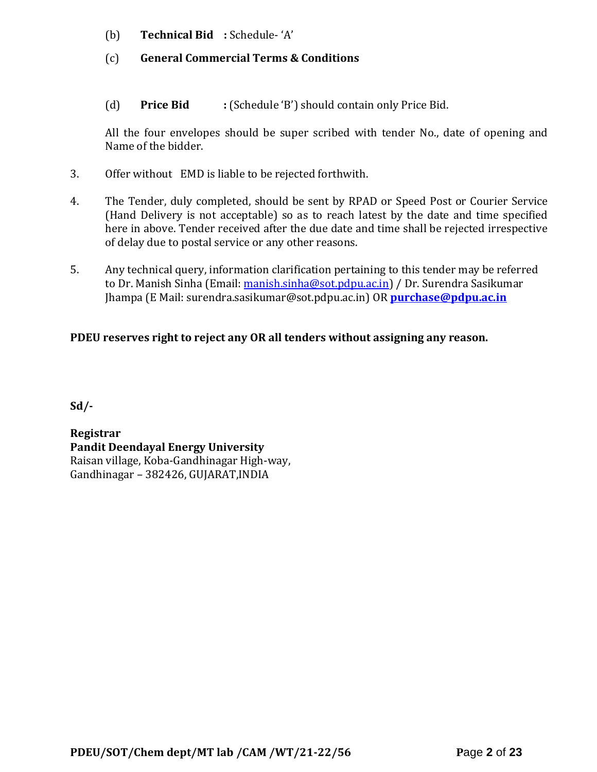(b) **Technical Bid :** Schedule- 'A'

(c) **General Commercial Terms & Conditions**

(d) **Price Bid :** (Schedule 'B') should contain only Price Bid.

All the four envelopes should be super scribed with tender No., date of opening and Name of the bidder.

3. Offer without EMD is liable to be rejected forthwith.

4. The Tender, duly completed, should be sent by RPAD or Speed Post or Courier Service (Hand Delivery is not acceptable) so as to reach latest by the date and time specified here in above. Tender received after the due date and time shall be rejected irrespective of delay due to postal service or any other reasons.

5. Any technical query, information clarification pertaining to this tender may be referred to Dr. Manish Sinha (Email: manish.sinha@sot.pdpu.ac.in) / Dr. Surendra Sasikumar Jhampa (E Mail: surendra.sasikumar@sot.pdpu.ac.in) OR **purchase@pdpu.ac.in**

**PDEU reserves right to reject any OR all tenders without assigning any reason.**

**Sd/-**

**Registrar**
**Pandit Deendayal Energy University**
Raisan village, Koba-Gandhinagar High-way,
Gandhinagar – 382426, GUJARAT,INDIA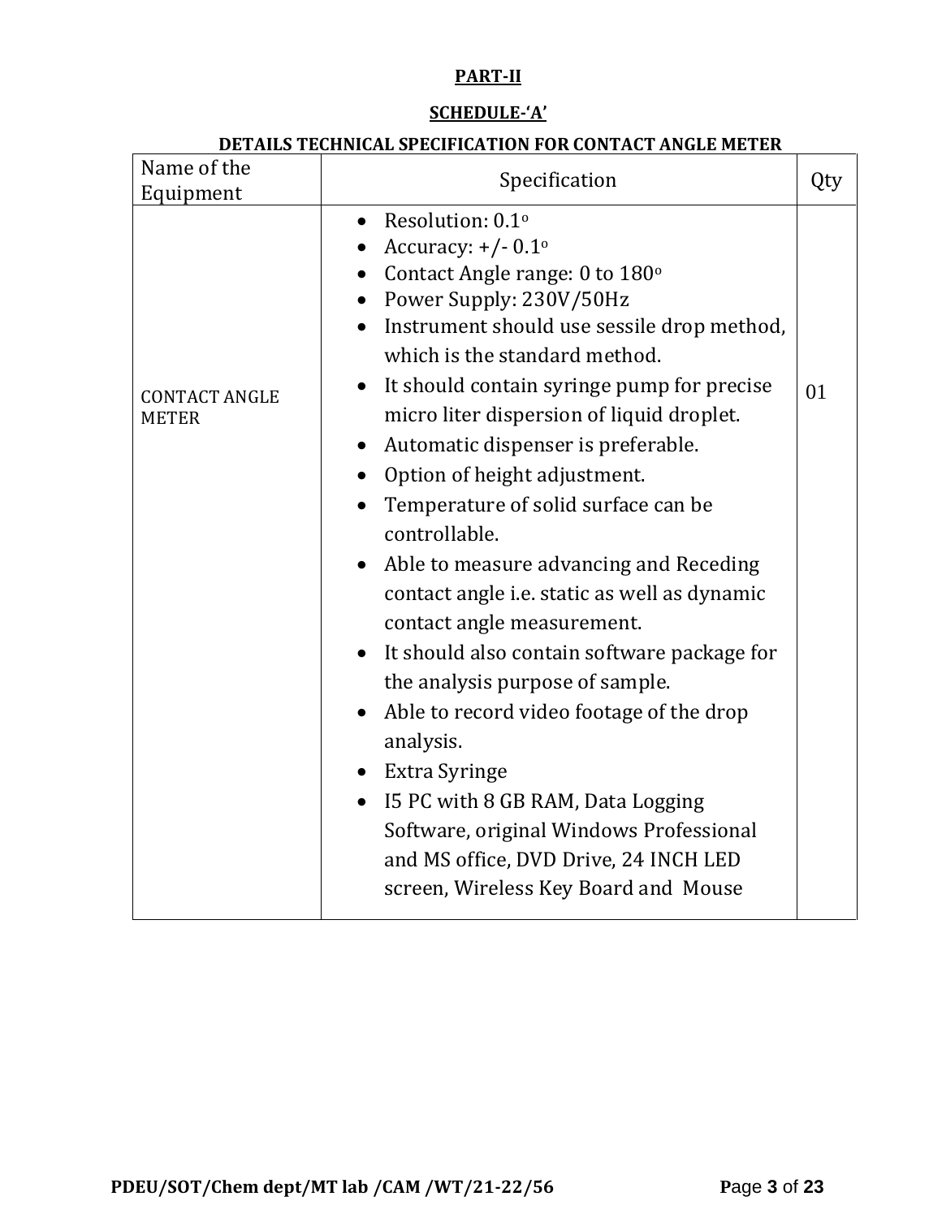## PART-II

### SCHEDULE-'A'

### DETAILS TECHNICAL SPECIFICATION FOR CONTACT ANGLE METER

| Name of the Equipment | Specification | Qty |
|---|---|---|
| CONTACT ANGLE METER | • Resolution: 0.1$^{o}$<br>• Accuracy: +/- 0.1$^{o}$<br>• Contact Angle range: 0 to 180$^{o}$<br>• Power Supply: 230V/50Hz<br>• Instrument should use sessile drop method, which is the standard method.<br>• It should contain syringe pump for precise micro liter dispersion of liquid droplet.<br>• Automatic dispenser is preferable.<br>• Option of height adjustment.<br>• Temperature of solid surface can be controllable.<br>• Able to measure advancing and Receding contact angle i.e. static as well as dynamic contact angle measurement.<br>• It should also contain software package for the analysis purpose of sample.<br>• Able to record video footage of the drop analysis.<br>• Extra Syringe<br>• I5 PC with 8 GB RAM, Data Logging Software, original Windows Professional and MS office, DVD Drive, 24 INCH LED screen, Wireless Key Board and Mouse | 01 |

PDEU/SOT/Chem dept/MT lab /CAM /WT/21-22/56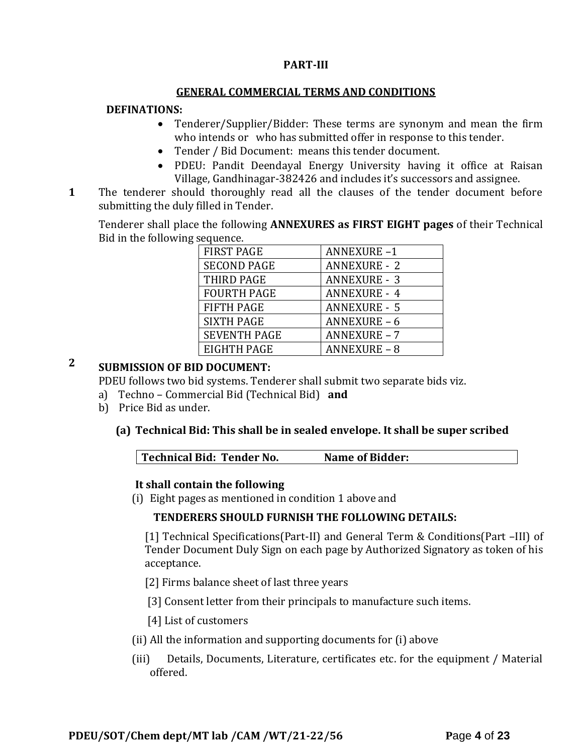## PART-III

## GENERAL COMMERCIAL TERMS AND CONDITIONS

**DEFINATIONS:**

- Tenderer/Supplier/Bidder: These terms are synonym and mean the firm who intends or who has submitted offer in response to this tender.
- Tender / Bid Document: means this tender document.
- PDEU: Pandit Deendayal Energy University having it office at Raisan Village, Gandhinagar-382426 and includes it's successors and assignee.

**1** The tenderer should thoroughly read all the clauses of the tender document before submitting the duly filled in Tender.

Tenderer shall place the following **ANNEXURES as FIRST EIGHT pages** of their Technical Bid in the following sequence.

| FIRST PAGE | ANNEXURE –1 |
|---|---|
| SECOND PAGE | ANNEXURE - 2 |
| THIRD PAGE | ANNEXURE - 3 |
| FOURTH PAGE | ANNEXURE - 4 |
| FIFTH PAGE | ANNEXURE - 5 |
| SIXTH PAGE | ANNEXURE – 6 |
| SEVENTH PAGE | ANNEXURE – 7 |
| EIGHTH PAGE | ANNEXURE – 8 |

**2** **SUBMISSION OF BID DOCUMENT:**

PDEU follows two bid systems. Tenderer shall submit two separate bids viz.

a) Techno – Commercial Bid (Technical Bid) **and**

b) Price Bid as under.

**(a) Technical Bid: This shall be in sealed envelope. It shall be super scribed**

| **Technical Bid: Tender No.** | **Name of Bidder:** |
|---|---|

**It shall contain the following**

(i) Eight pages as mentioned in condition 1 above and

**TENDERERS SHOULD FURNISH THE FOLLOWING DETAILS:**

[1] Technical Specifications(Part-II) and General Term & Conditions(Part –III) of Tender Document Duly Sign on each page by Authorized Signatory as token of his acceptance.

[2] Firms balance sheet of last three years

[3] Consent letter from their principals to manufacture such items.

[4] List of customers

(ii) All the information and supporting documents for (i) above

(iii) Details, Documents, Literature, certificates etc. for the equipment / Material offered.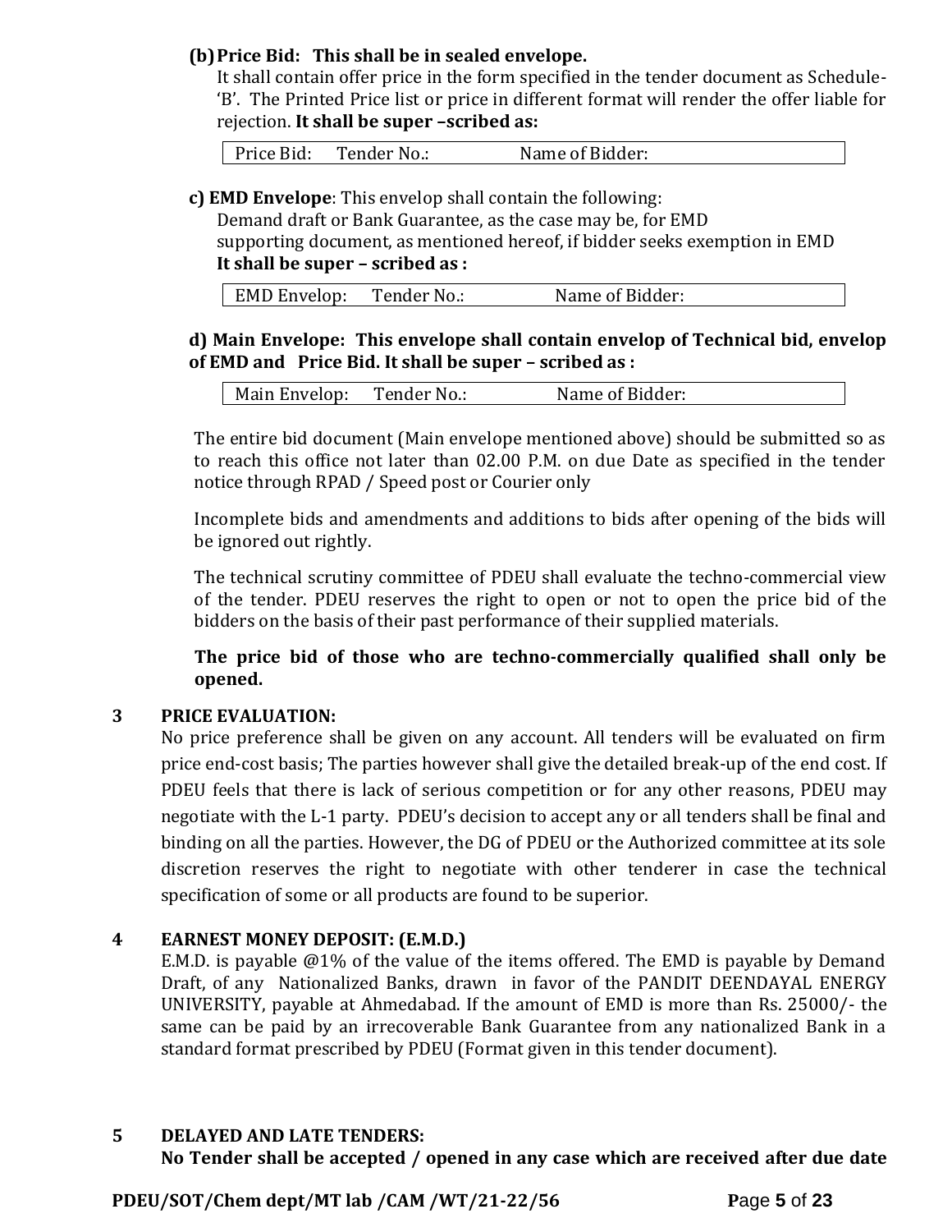**(b) Price Bid: This shall be in sealed envelope.**

It shall contain offer price in the form specified in the tender document as Schedule-'B'. The Printed Price list or price in different format will render the offer liable for rejection. **It shall be super –scribed as:**

| Price Bid: Tender No.: Name of Bidder: |
|---|

**c) EMD Envelope**: This envelop shall contain the following:

Demand draft or Bank Guarantee, as the case may be, for EMD

supporting document, as mentioned hereof, if bidder seeks exemption in EMD

**It shall be super – scribed as :**

| EMD Envelop: Tender No.: Name of Bidder: |
|---|

**d) Main Envelope: This envelope shall contain envelop of Technical bid, envelop of EMD and Price Bid. It shall be super – scribed as :**

| Main Envelop: Tender No.: Name of Bidder: |
|---|

The entire bid document (Main envelope mentioned above) should be submitted so as to reach this office not later than 02.00 P.M. on due Date as specified in the tender notice through RPAD / Speed post or Courier only

Incomplete bids and amendments and additions to bids after opening of the bids will be ignored out rightly.

The technical scrutiny committee of PDEU shall evaluate the techno-commercial view of the tender. PDEU reserves the right to open or not to open the price bid of the bidders on the basis of their past performance of their supplied materials.

**The price bid of those who are techno-commercially qualified shall only be opened.**

**3 PRICE EVALUATION:**

No price preference shall be given on any account. All tenders will be evaluated on firm price end-cost basis; The parties however shall give the detailed break-up of the end cost. If PDEU feels that there is lack of serious competition or for any other reasons, PDEU may negotiate with the L-1 party. PDEU's decision to accept any or all tenders shall be final and binding on all the parties. However, the DG of PDEU or the Authorized committee at its sole discretion reserves the right to negotiate with other tenderer in case the technical specification of some or all products are found to be superior.

**4 EARNEST MONEY DEPOSIT: (E.M.D.)**

E.M.D. is payable @1% of the value of the items offered. The EMD is payable by Demand Draft, of any Nationalized Banks, drawn in favor of the PANDIT DEENDAYAL ENERGY UNIVERSITY, payable at Ahmedabad. If the amount of EMD is more than Rs. 25000/- the same can be paid by an irrecoverable Bank Guarantee from any nationalized Bank in a standard format prescribed by PDEU (Format given in this tender document).

**5 DELAYED AND LATE TENDERS:**

**No Tender shall be accepted / opened in any case which are received after due date**

PDEU/SOT/Chem dept/MT lab /CAM /WT/21-22/56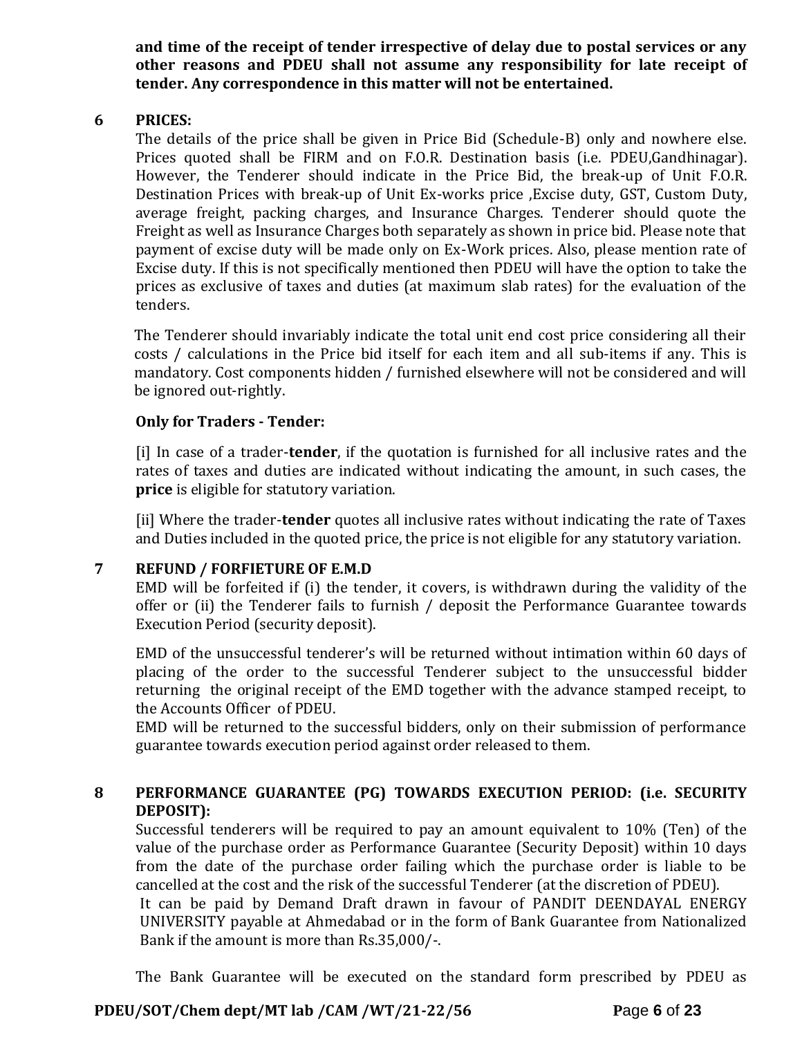**and time of the receipt of tender irrespective of delay due to postal services or any other reasons and PDEU shall not assume any responsibility for late receipt of tender. Any correspondence in this matter will not be entertained.**

## 6 PRICES:

The details of the price shall be given in Price Bid (Schedule-B) only and nowhere else. Prices quoted shall be FIRM and on F.O.R. Destination basis (i.e. PDEU,Gandhinagar). However, the Tenderer should indicate in the Price Bid, the break-up of Unit F.O.R. Destination Prices with break-up of Unit Ex-works price ,Excise duty, GST, Custom Duty, average freight, packing charges, and Insurance Charges. Tenderer should quote the Freight as well as Insurance Charges both separately as shown in price bid. Please note that payment of excise duty will be made only on Ex-Work prices. Also, please mention rate of Excise duty. If this is not specifically mentioned then PDEU will have the option to take the prices as exclusive of taxes and duties (at maximum slab rates) for the evaluation of the tenders.

The Tenderer should invariably indicate the total unit end cost price considering all their costs / calculations in the Price bid itself for each item and all sub-items if any. This is mandatory. Cost components hidden / furnished elsewhere will not be considered and will be ignored out-rightly.

**Only for Traders - Tender:**

[i] In case of a trader-**tender**, if the quotation is furnished for all inclusive rates and the rates of taxes and duties are indicated without indicating the amount, in such cases, the **price** is eligible for statutory variation.

[ii] Where the trader-**tender** quotes all inclusive rates without indicating the rate of Taxes and Duties included in the quoted price, the price is not eligible for any statutory variation.

## 7 REFUND / FORFIETURE OF E.M.D

EMD will be forfeited if (i) the tender, it covers, is withdrawn during the validity of the offer or (ii) the Tenderer fails to furnish / deposit the Performance Guarantee towards Execution Period (security deposit).

EMD of the unsuccessful tenderer's will be returned without intimation within 60 days of placing of the order to the successful Tenderer subject to the unsuccessful bidder returning the original receipt of the EMD together with the advance stamped receipt, to the Accounts Officer of PDEU.

EMD will be returned to the successful bidders, only on their submission of performance guarantee towards execution period against order released to them.

## 8 PERFORMANCE GUARANTEE (PG) TOWARDS EXECUTION PERIOD: (i.e. SECURITY DEPOSIT):

Successful tenderers will be required to pay an amount equivalent to 10% (Ten) of the value of the purchase order as Performance Guarantee (Security Deposit) within 10 days from the date of the purchase order failing which the purchase order is liable to be cancelled at the cost and the risk of the successful Tenderer (at the discretion of PDEU).

It can be paid by Demand Draft drawn in favour of PANDIT DEENDAYAL ENERGY UNIVERSITY payable at Ahmedabad or in the form of Bank Guarantee from Nationalized Bank if the amount is more than Rs.35,000/-.

The Bank Guarantee will be executed on the standard form prescribed by PDEU as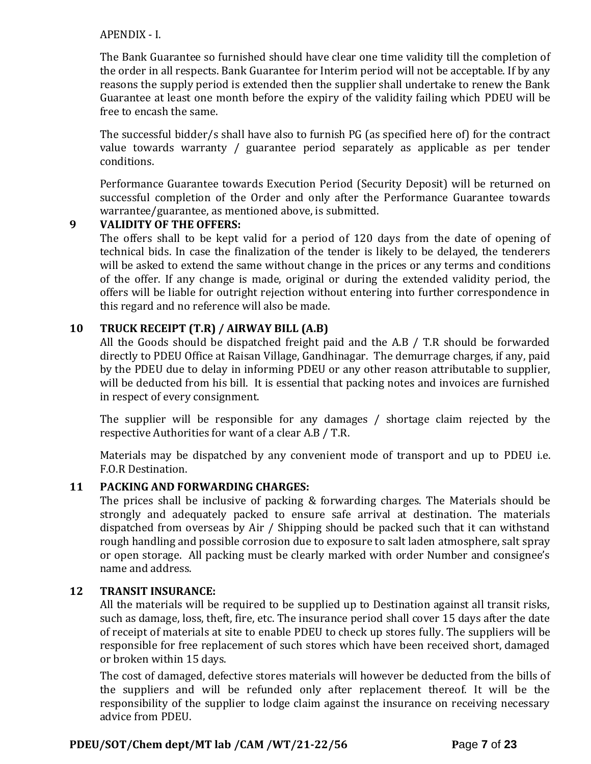APENDIX - I.

The Bank Guarantee so furnished should have clear one time validity till the completion of the order in all respects. Bank Guarantee for Interim period will not be acceptable. If by any reasons the supply period is extended then the supplier shall undertake to renew the Bank Guarantee at least one month before the expiry of the validity failing which PDEU will be free to encash the same.

The successful bidder/s shall have also to furnish PG (as specified here of) for the contract value towards warranty / guarantee period separately as applicable as per tender conditions.

Performance Guarantee towards Execution Period (Security Deposit) will be returned on successful completion of the Order and only after the Performance Guarantee towards warrantee/guarantee, as mentioned above, is submitted.

**9 VALIDITY OF THE OFFERS:**

The offers shall to be kept valid for a period of 120 days from the date of opening of technical bids. In case the finalization of the tender is likely to be delayed, the tenderers will be asked to extend the same without change in the prices or any terms and conditions of the offer. If any change is made, original or during the extended validity period, the offers will be liable for outright rejection without entering into further correspondence in this regard and no reference will also be made.

**10 TRUCK RECEIPT (T.R) / AIRWAY BILL (A.B)**

All the Goods should be dispatched freight paid and the A.B / T.R should be forwarded directly to PDEU Office at Raisan Village, Gandhinagar. The demurrage charges, if any, paid by the PDEU due to delay in informing PDEU or any other reason attributable to supplier, will be deducted from his bill. It is essential that packing notes and invoices are furnished in respect of every consignment.

The supplier will be responsible for any damages / shortage claim rejected by the respective Authorities for want of a clear A.B / T.R.

Materials may be dispatched by any convenient mode of transport and up to PDEU i.e. F.O.R Destination.

**11 PACKING AND FORWARDING CHARGES:**

The prices shall be inclusive of packing & forwarding charges. The Materials should be strongly and adequately packed to ensure safe arrival at destination. The materials dispatched from overseas by Air / Shipping should be packed such that it can withstand rough handling and possible corrosion due to exposure to salt laden atmosphere, salt spray or open storage. All packing must be clearly marked with order Number and consignee's name and address.

**12 TRANSIT INSURANCE:**

All the materials will be required to be supplied up to Destination against all transit risks, such as damage, loss, theft, fire, etc. The insurance period shall cover 15 days after the date of receipt of materials at site to enable PDEU to check up stores fully. The suppliers will be responsible for free replacement of such stores which have been received short, damaged or broken within 15 days.

The cost of damaged, defective stores materials will however be deducted from the bills of the suppliers and will be refunded only after replacement thereof. It will be the responsibility of the supplier to lodge claim against the insurance on receiving necessary advice from PDEU.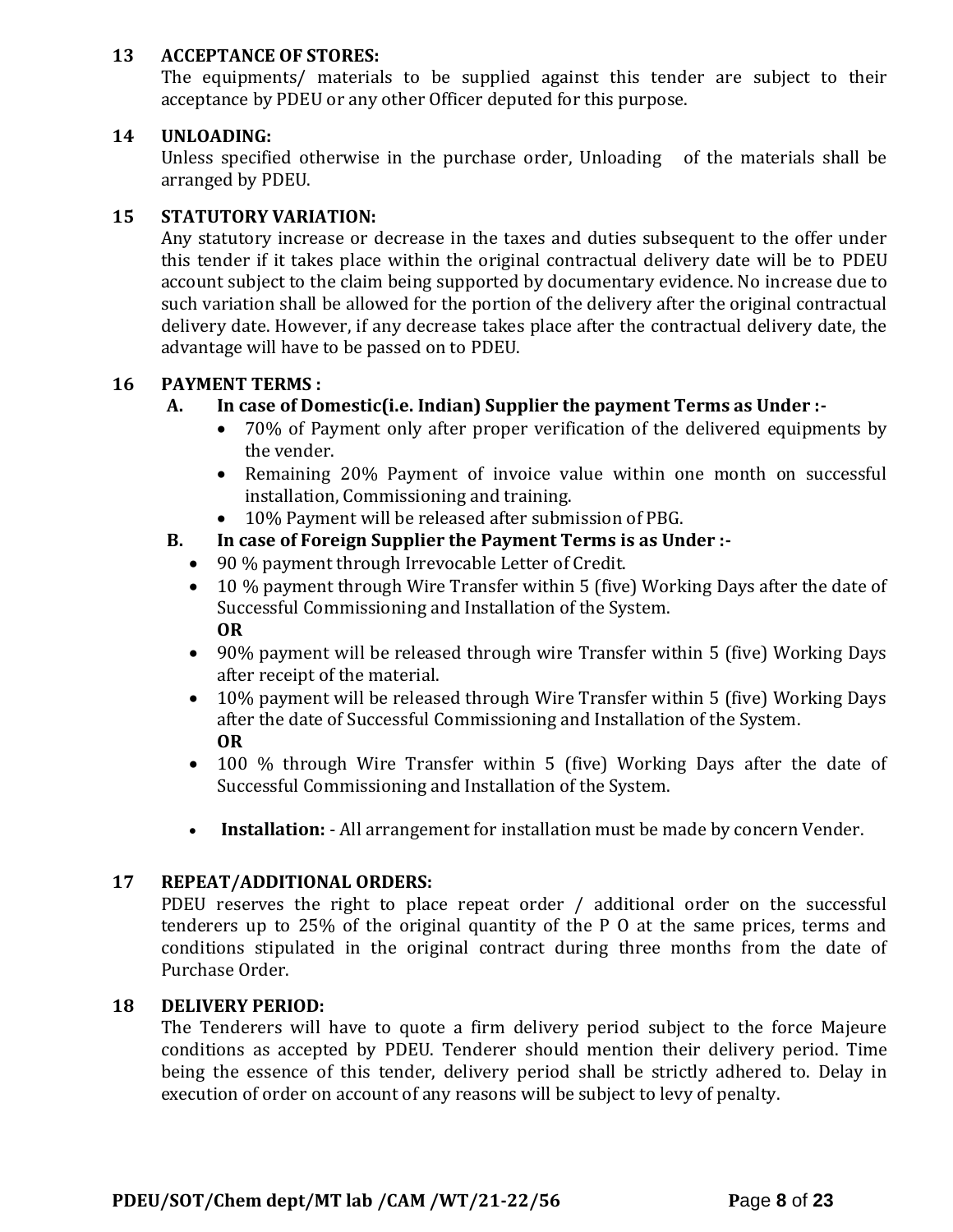**13 ACCEPTANCE OF STORES:**

The equipments/ materials to be supplied against this tender are subject to their acceptance by PDEU or any other Officer deputed for this purpose.

**14 UNLOADING:**

Unless specified otherwise in the purchase order, Unloading of the materials shall be arranged by PDEU.

**15 STATUTORY VARIATION:**

Any statutory increase or decrease in the taxes and duties subsequent to the offer under this tender if it takes place within the original contractual delivery date will be to PDEU account subject to the claim being supported by documentary evidence. No increase due to such variation shall be allowed for the portion of the delivery after the original contractual delivery date. However, if any decrease takes place after the contractual delivery date, the advantage will have to be passed on to PDEU.

**16 PAYMENT TERMS :**

**A. In case of Domestic(i.e. Indian) Supplier the payment Terms as Under :-**

- 70% of Payment only after proper verification of the delivered equipments by the vender.
- Remaining 20% Payment of invoice value within one month on successful installation, Commissioning and training.
- 10% Payment will be released after submission of PBG.

**B. In case of Foreign Supplier the Payment Terms is as Under :-**

- 90 % payment through Irrevocable Letter of Credit.
- 10 % payment through Wire Transfer within 5 (five) Working Days after the date of Successful Commissioning and Installation of the System.

  **OR**
- 90% payment will be released through wire Transfer within 5 (five) Working Days after receipt of the material.
- 10% payment will be released through Wire Transfer within 5 (five) Working Days after the date of Successful Commissioning and Installation of the System.

  **OR**
- 100 % through Wire Transfer within 5 (five) Working Days after the date of Successful Commissioning and Installation of the System.

- **Installation:** - All arrangement for installation must be made by concern Vender.

**17 REPEAT/ADDITIONAL ORDERS:**

PDEU reserves the right to place repeat order / additional order on the successful tenderers up to 25% of the original quantity of the P O at the same prices, terms and conditions stipulated in the original contract during three months from the date of Purchase Order.

**18 DELIVERY PERIOD:**

The Tenderers will have to quote a firm delivery period subject to the force Majeure conditions as accepted by PDEU. Tenderer should mention their delivery period. Time being the essence of this tender, delivery period shall be strictly adhered to. Delay in execution of order on account of any reasons will be subject to levy of penalty.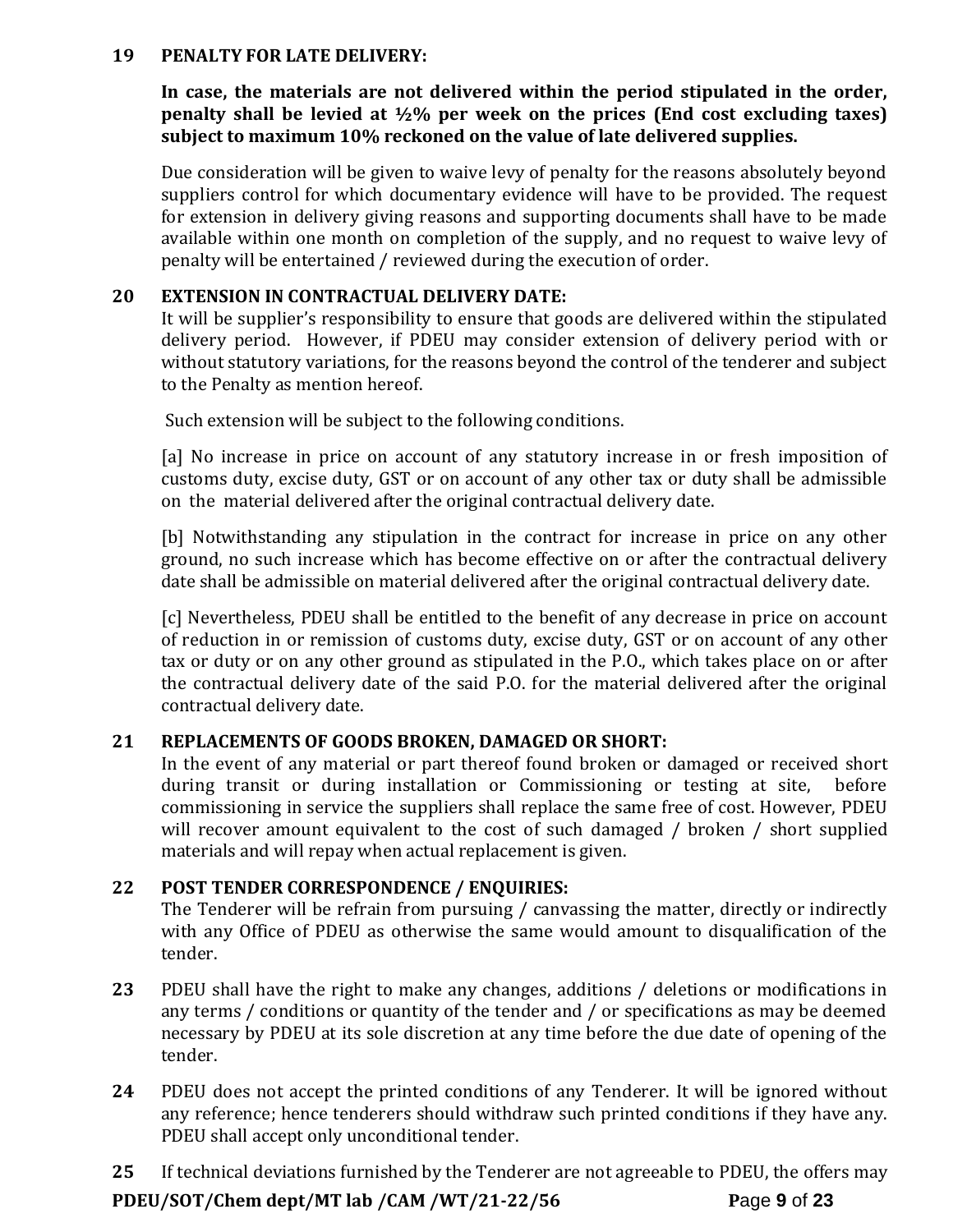**19 PENALTY FOR LATE DELIVERY:**

**In case, the materials are not delivered within the period stipulated in the order, penalty shall be levied at ½% per week on the prices (End cost excluding taxes) subject to maximum 10% reckoned on the value of late delivered supplies.**

Due consideration will be given to waive levy of penalty for the reasons absolutely beyond suppliers control for which documentary evidence will have to be provided. The request for extension in delivery giving reasons and supporting documents shall have to be made available within one month on completion of the supply, and no request to waive levy of penalty will be entertained / reviewed during the execution of order.

**20 EXTENSION IN CONTRACTUAL DELIVERY DATE:**

It will be supplier's responsibility to ensure that goods are delivered within the stipulated delivery period. However, if PDEU may consider extension of delivery period with or without statutory variations, for the reasons beyond the control of the tenderer and subject to the Penalty as mention hereof.

Such extension will be subject to the following conditions.

[a] No increase in price on account of any statutory increase in or fresh imposition of customs duty, excise duty, GST or on account of any other tax or duty shall be admissible on the material delivered after the original contractual delivery date.

[b] Notwithstanding any stipulation in the contract for increase in price on any other ground, no such increase which has become effective on or after the contractual delivery date shall be admissible on material delivered after the original contractual delivery date.

[c] Nevertheless, PDEU shall be entitled to the benefit of any decrease in price on account of reduction in or remission of customs duty, excise duty, GST or on account of any other tax or duty or on any other ground as stipulated in the P.O., which takes place on or after the contractual delivery date of the said P.O. for the material delivered after the original contractual delivery date.

**21 REPLACEMENTS OF GOODS BROKEN, DAMAGED OR SHORT:**

In the event of any material or part thereof found broken or damaged or received short during transit or during installation or Commissioning or testing at site, before commissioning in service the suppliers shall replace the same free of cost. However, PDEU will recover amount equivalent to the cost of such damaged / broken / short supplied materials and will repay when actual replacement is given.

**22 POST TENDER CORRESPONDENCE / ENQUIRIES:**

The Tenderer will be refrain from pursuing / canvassing the matter, directly or indirectly with any Office of PDEU as otherwise the same would amount to disqualification of the tender.

**23** PDEU shall have the right to make any changes, additions / deletions or modifications in any terms / conditions or quantity of the tender and / or specifications as may be deemed necessary by PDEU at its sole discretion at any time before the due date of opening of the tender.

**24** PDEU does not accept the printed conditions of any Tenderer. It will be ignored without any reference; hence tenderers should withdraw such printed conditions if they have any. PDEU shall accept only unconditional tender.

**25** If technical deviations furnished by the Tenderer are not agreeable to PDEU, the offers may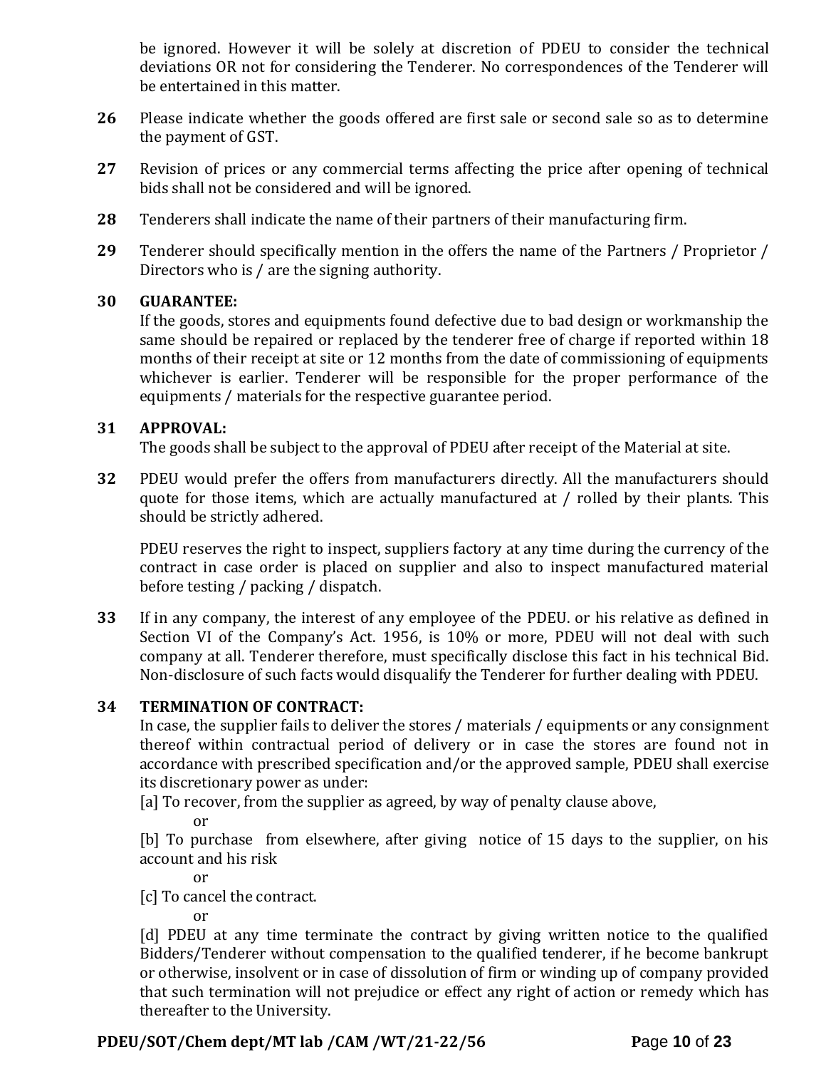be ignored. However it will be solely at discretion of PDEU to consider the technical deviations OR not for considering the Tenderer. No correspondences of the Tenderer will be entertained in this matter.

**26** Please indicate whether the goods offered are first sale or second sale so as to determine the payment of GST.

**27** Revision of prices or any commercial terms affecting the price after opening of technical bids shall not be considered and will be ignored.

**28** Tenderers shall indicate the name of their partners of their manufacturing firm.

**29** Tenderer should specifically mention in the offers the name of the Partners / Proprietor / Directors who is / are the signing authority.

**30 GUARANTEE:**

If the goods, stores and equipments found defective due to bad design or workmanship the same should be repaired or replaced by the tenderer free of charge if reported within 18 months of their receipt at site or 12 months from the date of commissioning of equipments whichever is earlier. Tenderer will be responsible for the proper performance of the equipments / materials for the respective guarantee period.

**31 APPROVAL:**

The goods shall be subject to the approval of PDEU after receipt of the Material at site.

**32** PDEU would prefer the offers from manufacturers directly. All the manufacturers should quote for those items, which are actually manufactured at / rolled by their plants. This should be strictly adhered.

PDEU reserves the right to inspect, suppliers factory at any time during the currency of the contract in case order is placed on supplier and also to inspect manufactured material before testing / packing / dispatch.

**33** If in any company, the interest of any employee of the PDEU. or his relative as defined in Section VI of the Company's Act. 1956, is 10% or more, PDEU will not deal with such company at all. Tenderer therefore, must specifically disclose this fact in his technical Bid. Non-disclosure of such facts would disqualify the Tenderer for further dealing with PDEU.

**34 TERMINATION OF CONTRACT:**

In case, the supplier fails to deliver the stores / materials / equipments or any consignment thereof within contractual period of delivery or in case the stores are found not in accordance with prescribed specification and/or the approved sample, PDEU shall exercise its discretionary power as under:

[a] To recover, from the supplier as agreed, by way of penalty clause above,

or

[b] To purchase from elsewhere, after giving notice of 15 days to the supplier, on his account and his risk

or

[c] To cancel the contract.

or

[d] PDEU at any time terminate the contract by giving written notice to the qualified Bidders/Tenderer without compensation to the qualified tenderer, if he become bankrupt or otherwise, insolvent or in case of dissolution of firm or winding up of company provided that such termination will not prejudice or effect any right of action or remedy which has thereafter to the University.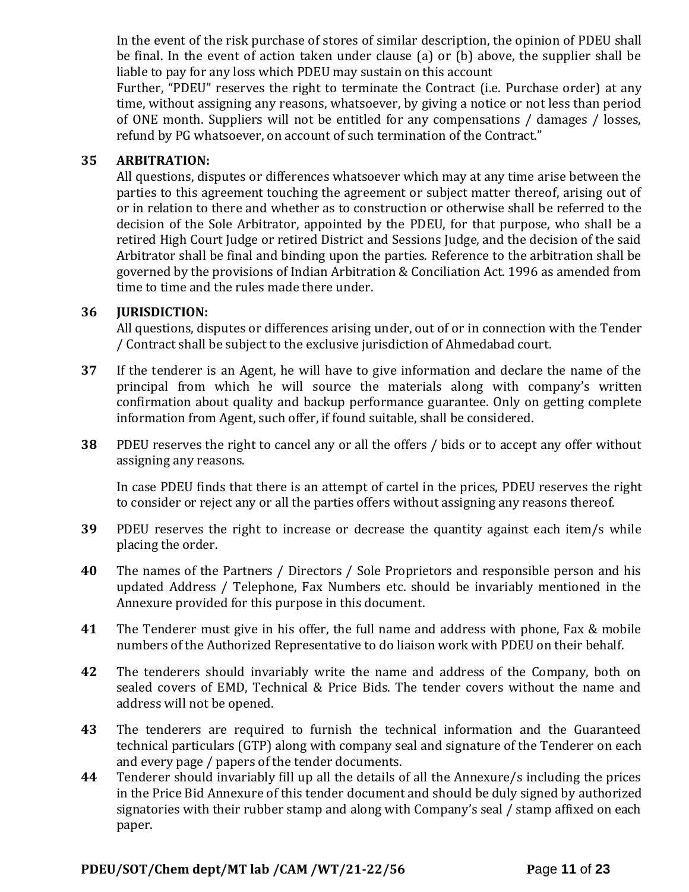In the event of the risk purchase of stores of similar description, the opinion of PDEU shall be final. In the event of action taken under clause (a) or (b) above, the supplier shall be liable to pay for any loss which PDEU may sustain on this account

Further, "PDEU" reserves the right to terminate the Contract (i.e. Purchase order) at any time, without assigning any reasons, whatsoever, by giving a notice or not less than period of ONE month. Suppliers will not be entitled for any compensations / damages / losses, refund by PG whatsoever, on account of such termination of the Contract."

**35 ARBITRATION:**

All questions, disputes or differences whatsoever which may at any time arise between the parties to this agreement touching the agreement or subject matter thereof, arising out of or in relation to there and whether as to construction or otherwise shall be referred to the decision of the Sole Arbitrator, appointed by the PDEU, for that purpose, who shall be a retired High Court Judge or retired District and Sessions Judge, and the decision of the said Arbitrator shall be final and binding upon the parties. Reference to the arbitration shall be governed by the provisions of Indian Arbitration & Conciliation Act. 1996 as amended from time to time and the rules made there under.

**36 JURISDICTION:**

All questions, disputes or differences arising under, out of or in connection with the Tender / Contract shall be subject to the exclusive jurisdiction of Ahmedabad court.

**37** If the tenderer is an Agent, he will have to give information and declare the name of the principal from which he will source the materials along with company's written confirmation about quality and backup performance guarantee. Only on getting complete information from Agent, such offer, if found suitable, shall be considered.

**38** PDEU reserves the right to cancel any or all the offers / bids or to accept any offer without assigning any reasons.

In case PDEU finds that there is an attempt of cartel in the prices, PDEU reserves the right to consider or reject any or all the parties offers without assigning any reasons thereof.

**39** PDEU reserves the right to increase or decrease the quantity against each item/s while placing the order.

**40** The names of the Partners / Directors / Sole Proprietors and responsible person and his updated Address / Telephone, Fax Numbers etc. should be invariably mentioned in the Annexure provided for this purpose in this document.

**41** The Tenderer must give in his offer, the full name and address with phone, Fax & mobile numbers of the Authorized Representative to do liaison work with PDEU on their behalf.

**42** The tenderers should invariably write the name and address of the Company, both on sealed covers of EMD, Technical & Price Bids. The tender covers without the name and address will not be opened.

**43** The tenderers are required to furnish the technical information and the Guaranteed technical particulars (GTP) along with company seal and signature of the Tenderer on each and every page / papers of the tender documents.

**44** Tenderer should invariably fill up all the details of all the Annexure/s including the prices in the Price Bid Annexure of this tender document and should be duly signed by authorized signatories with their rubber stamp and along with Company's seal / stamp affixed on each paper.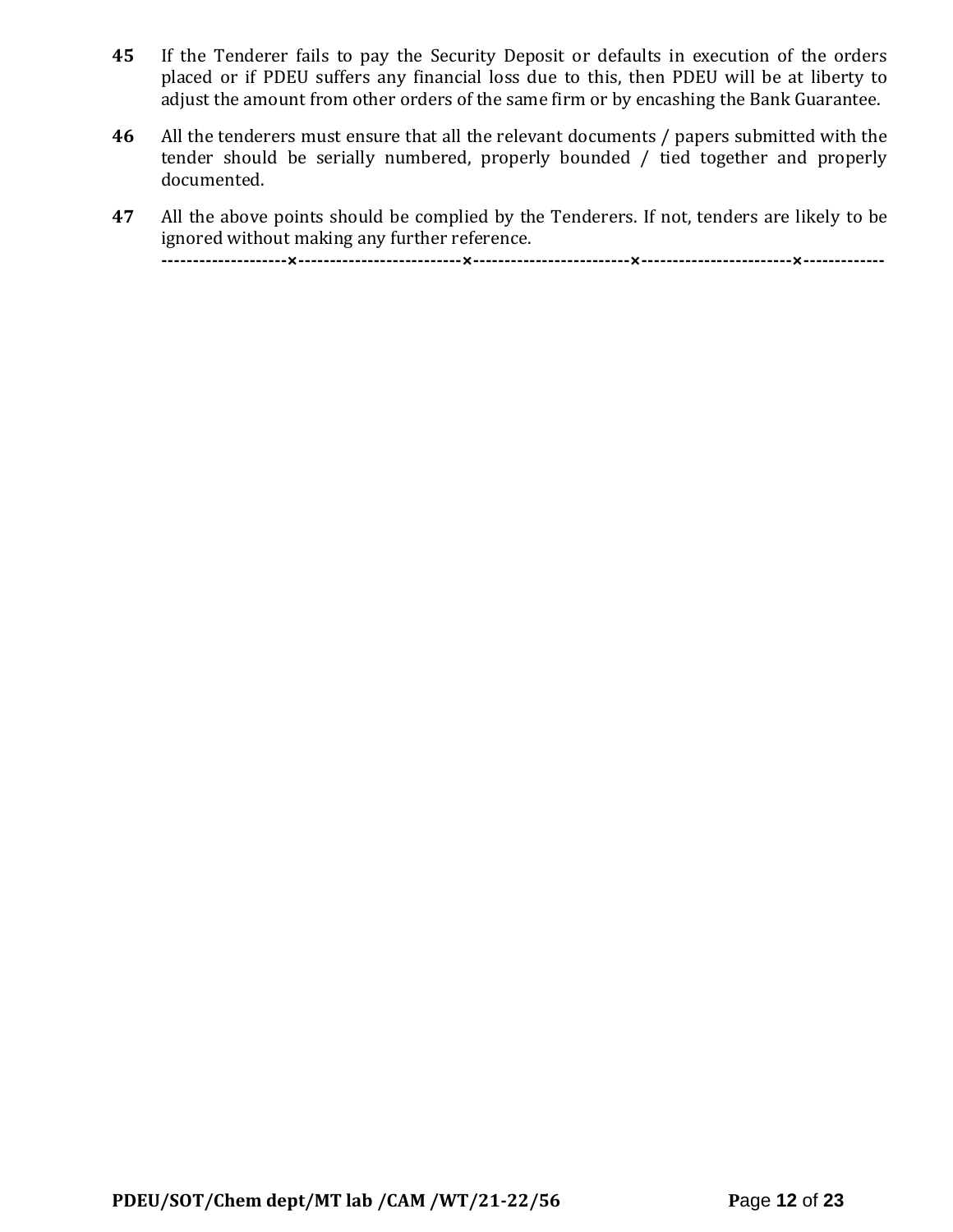**45** If the Tenderer fails to pay the Security Deposit or defaults in execution of the orders placed or if PDEU suffers any financial loss due to this, then PDEU will be at liberty to adjust the amount from other orders of the same firm or by encashing the Bank Guarantee.

**46** All the tenderers must ensure that all the relevant documents / papers submitted with the tender should be serially numbered, properly bounded / tied together and properly documented.

**47** All the above points should be complied by the Tenderers. If not, tenders are likely to be ignored without making any further reference.

--------------------×-------------------------×------------------------×------------------------×-------------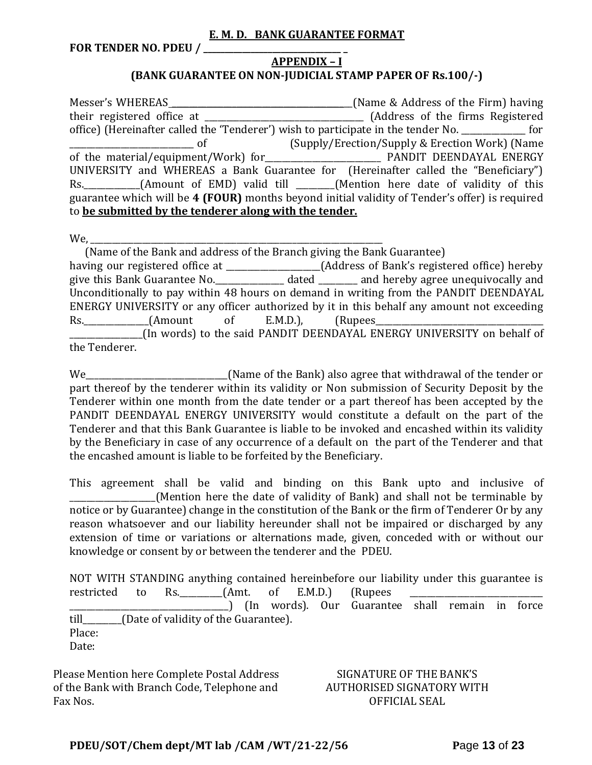**E. M. D. BANK GUARANTEE FORMAT**

**FOR TENDER NO. PDEU / ________________________________ _**

**APPENDIX – I**

**(BANK GUARANTEE ON NON-JUDICIAL STAMP PAPER OF Rs.100/-)**

Messer's WHEREAS_____________________________________________(Name & Address of the Firm) having their registered office at ______________________________________ (Address of the firms Registered office) (Hereinafter called the 'Tenderer') wish to participate in the tender No. _______________ for _____________________________ of (Supply/Erection/Supply & Erection Work) (Name of the material/equipment/Work) for___________________________ PANDIT DEENDAYAL ENERGY UNIVERSITY and WHEREAS a Bank Guarantee for (Hereinafter called the "Beneficiary") Rs.____________(Amount of EMD) valid till _________(Mention here date of validity of this guarantee which will be **4 (FOUR)** months beyond initial validity of Tender's offer) is required to **be submitted by the tenderer along with the tender.**

We, _________________________________________________________________________

(Name of the Bank and address of the Branch giving the Bank Guarantee)

having our registered office at ______________________(Address of Bank's registered office) hereby give this Bank Guarantee No._________________ dated _________ and hereby agree unequivocally and Unconditionally to pay within 48 hours on demand in writing from the PANDIT DEENDAYAL ENERGY UNIVERSITY or any officer authorized by it in this behalf any amount not exceeding Rs._______________(Amount of E.M.D.), (Rupees__________________________________________ _________________(In words) to the said PANDIT DEENDAYAL ENERGY UNIVERSITY on behalf of the Tenderer.

We_________________________________(Name of the Bank) also agree that withdrawal of the tender or part thereof by the tenderer within its validity or Non submission of Security Deposit by the Tenderer within one month from the date tender or a part thereof has been accepted by the PANDIT DEENDAYAL ENERGY UNIVERSITY would constitute a default on the part of the Tenderer and that this Bank Guarantee is liable to be invoked and encashed within its validity by the Beneficiary in case of any occurrence of a default on the part of the Tenderer and that the encashed amount is liable to be forfeited by the Beneficiary.

This agreement shall be valid and binding on this Bank upto and inclusive of ___________________(Mention here the date of validity of Bank) and shall not be terminable by notice or by Guarantee) change in the constitution of the Bank or the firm of Tenderer Or by any reason whatsoever and our liability hereunder shall not be impaired or discharged by any extension of time or variations or alternations made, given, conceded with or without our knowledge or consent by or between the tenderer and the PDEU.

NOT WITH STANDING anything contained hereinbefore our liability under this guarantee is restricted to Rs.__________(Amt. of E.M.D.) (Rupees _______________________________ ______________________________________) (In words). Our Guarantee shall remain in force till_________(Date of validity of the Guarantee).

Place:

Date:

Please Mention here Complete Postal Address of the Bank with Branch Code, Telephone and Fax Nos.

SIGNATURE OF THE BANK'S AUTHORISED SIGNATORY WITH OFFICIAL SEAL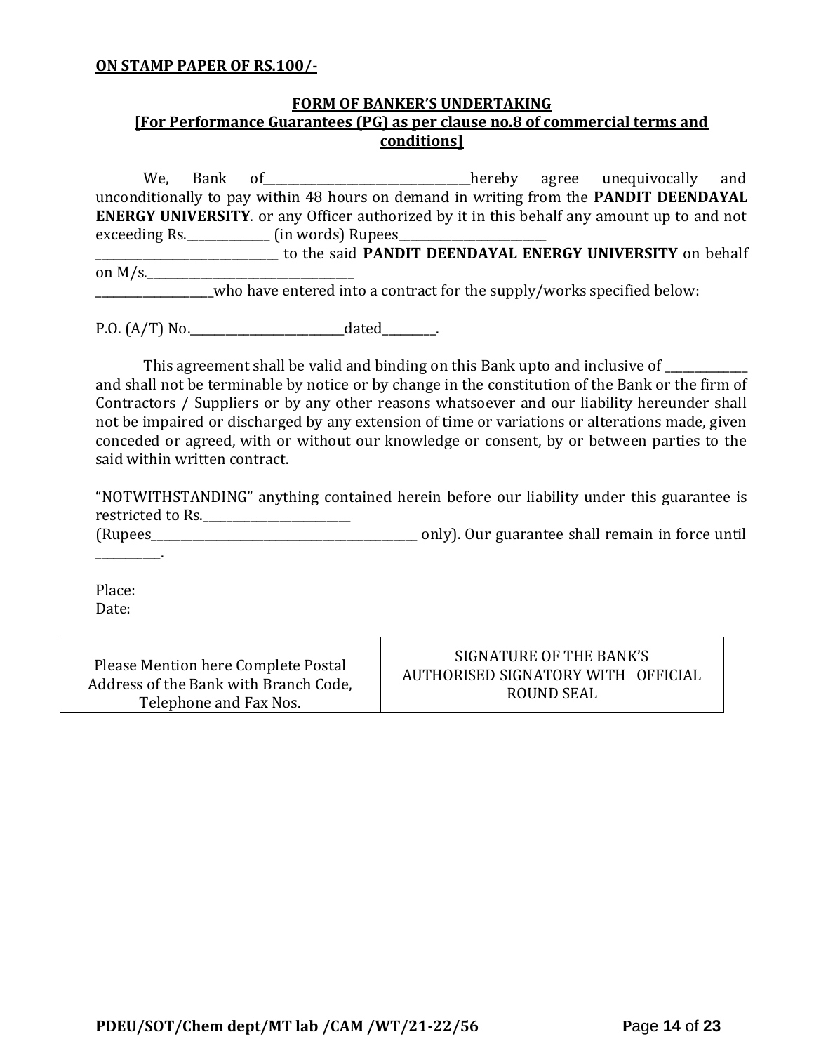**ON STAMP PAPER OF RS.100/-**

**FORM OF BANKER'S UNDERTAKING**
**[For Performance Guarantees (PG) as per clause no.8 of commercial terms and conditions]**

We, Bank of_________________________________hereby agree unequivocally and unconditionally to pay within 48 hours on demand in writing from the **PANDIT DEENDAYAL ENERGY UNIVERSITY**. or any Officer authorized by it in this behalf any amount up to and not exceeding Rs.____________ (in words) Rupees_______________________ _____________________________ to the said **PANDIT DEENDAYAL ENERGY UNIVERSITY** on behalf on M/s.__________________________________ __________________who have entered into a contract for the supply/works specified below:

P.O. (A/T) No.________________________dated________.

This agreement shall be valid and binding on this Bank upto and inclusive of _____________ and shall not be terminable by notice or by change in the constitution of the Bank or the firm of Contractors / Suppliers or by any other reasons whatsoever and our liability hereunder shall not be impaired or discharged by any extension of time or variations or alterations made, given conceded or agreed, with or without our knowledge or consent, by or between parties to the said within written contract.

"NOTWITHSTANDING" anything contained herein before our liability under this guarantee is restricted to Rs.________________________ (Rupees____________________________________________ only). Our guarantee shall remain in force until __________.

Place:
Date:

| Please Mention here Complete Postal Address of the Bank with Branch Code, Telephone and Fax Nos. | SIGNATURE OF THE BANK'S AUTHORISED SIGNATORY WITH OFFICIAL ROUND SEAL |
|---|---|

PDEU/SOT/Chem dept/MT lab /CAM /WT/21-22/56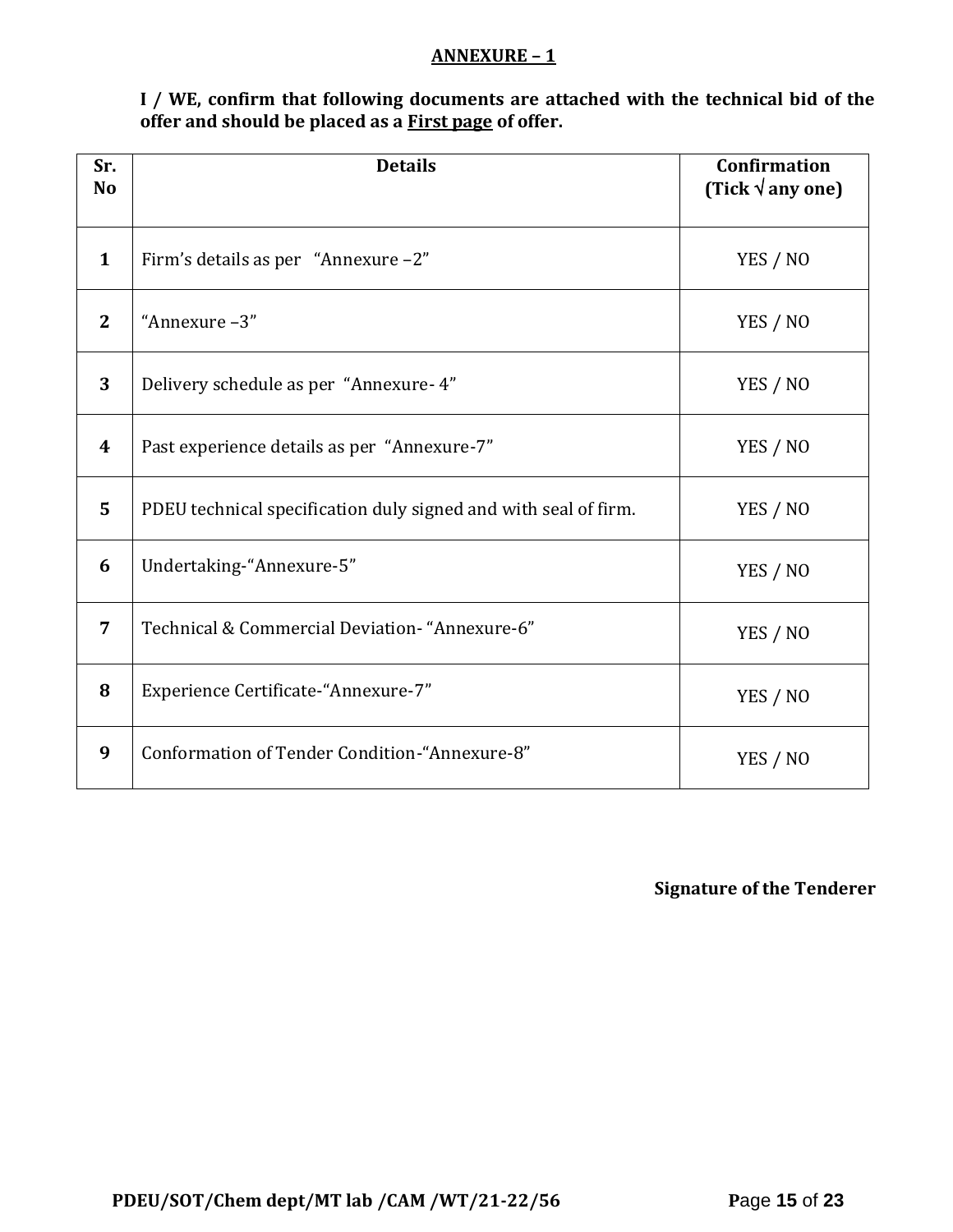## ANNEXURE – 1

**I / WE, confirm that following documents are attached with the technical bid of the offer and should be placed as a First page of offer.**

| Sr. No | Details | Confirmation (Tick √ any one) |
|---|---|---|
| 1 | Firm's details as per "Annexure –2" | YES / NO |
| 2 | "Annexure –3" | YES / NO |
| 3 | Delivery schedule as per "Annexure- 4" | YES / NO |
| 4 | Past experience details as per "Annexure-7" | YES / NO |
| 5 | PDEU technical specification duly signed and with seal of firm. | YES / NO |
| 6 | Undertaking-"Annexure-5" | YES / NO |
| 7 | Technical & Commercial Deviation- "Annexure-6" | YES / NO |
| 8 | Experience Certificate-"Annexure-7" | YES / NO |
| 9 | Conformation of Tender Condition-"Annexure-8" | YES / NO |

**Signature of the Tenderer**

**PDEU/SOT/Chem dept/MT lab /CAM /WT/21-22/56**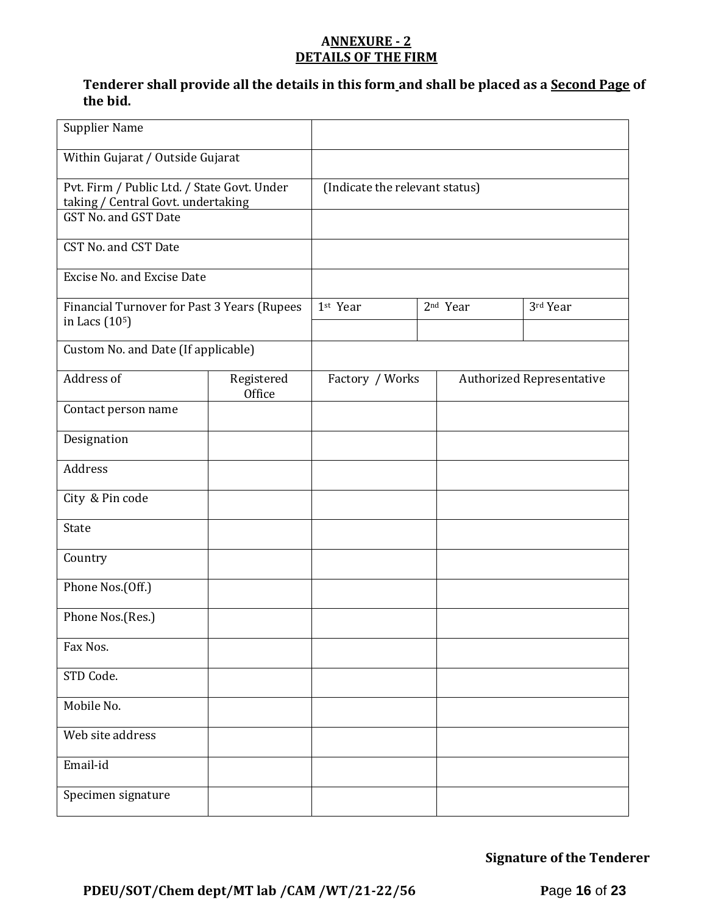## ANNEXURE - 2
## DETAILS OF THE FIRM

**Tenderer shall provide all the details in this form and shall be placed as a Second Page of the bid.**

| | | | |
|---|---|---|---|
| Supplier Name | | | |
| Within Gujarat / Outside Gujarat | | | |
| Pvt. Firm / Public Ltd. / State Govt. Under taking / Central Govt. undertaking | (Indicate the relevant status) | | |
| GST No. and GST Date | | | |
| CST No. and CST Date | | | |
| Excise No. and Excise Date | | | |
| Financial Turnover for Past 3 Years (Rupees in Lacs ($10^5$) | 1st Year | 2nd Year | 3rd Year |
| | | | |
| Custom No. and Date (If applicable) | | | |

| Address of | Registered Office | Factory / Works | Authorized Representative |
|---|---|---|---|
| Contact person name | | | |
| Designation | | | |
| Address | | | |
| City & Pin code | | | |
| State | | | |
| Country | | | |
| Phone Nos.(Off.) | | | |
| Phone Nos.(Res.) | | | |
| Fax Nos. | | | |
| STD Code. | | | |
| Mobile No. | | | |
| Web site address | | | |
| Email-id | | | |
| Specimen signature | | | |

**Signature of the Tenderer**

**PDEU/SOT/Chem dept/MT lab /CAM /WT/21-22/56**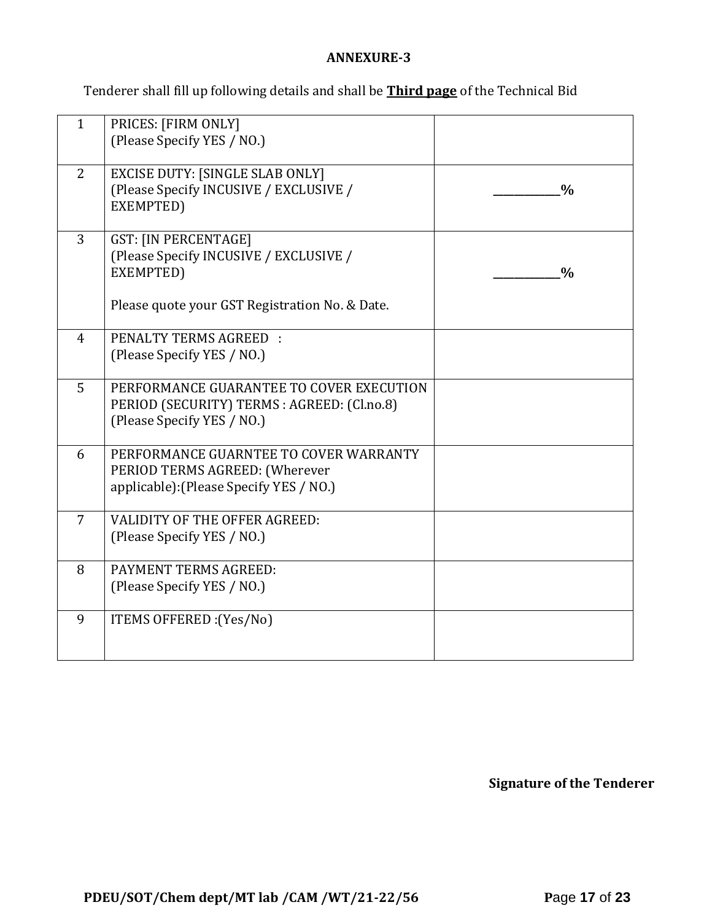**ANNEXURE-3**

Tenderer shall fill up following details and shall be **Third page** of the Technical Bid

| | | |
|---|---|---|
| 1 | PRICES: [FIRM ONLY]<br>(Please Specify YES / NO.) | |
| 2 | EXCISE DUTY: [SINGLE SLAB ONLY]<br>(Please Specify INCUSIVE / EXCLUSIVE / EXEMPTED) | **___________%** |
| 3 | GST: [IN PERCENTAGE]<br>(Please Specify INCUSIVE / EXCLUSIVE / EXEMPTED)<br><br>Please quote your GST Registration No. & Date. | **___________%** |
| 4 | PENALTY TERMS AGREED :<br>(Please Specify YES / NO.) | |
| 5 | PERFORMANCE GUARANTEE TO COVER EXECUTION PERIOD (SECURITY) TERMS : AGREED: (Cl.no.8)<br>(Please Specify YES / NO.) | |
| 6 | PERFORMANCE GUARNTEE TO COVER WARRANTY PERIOD TERMS AGREED: (Wherever applicable):(Please Specify YES / NO.) | |
| 7 | VALIDITY OF THE OFFER AGREED:<br>(Please Specify YES / NO.) | |
| 8 | PAYMENT TERMS AGREED:<br>(Please Specify YES / NO.) | |
| 9 | ITEMS OFFERED :(Yes/No) | |

**Signature of the Tenderer**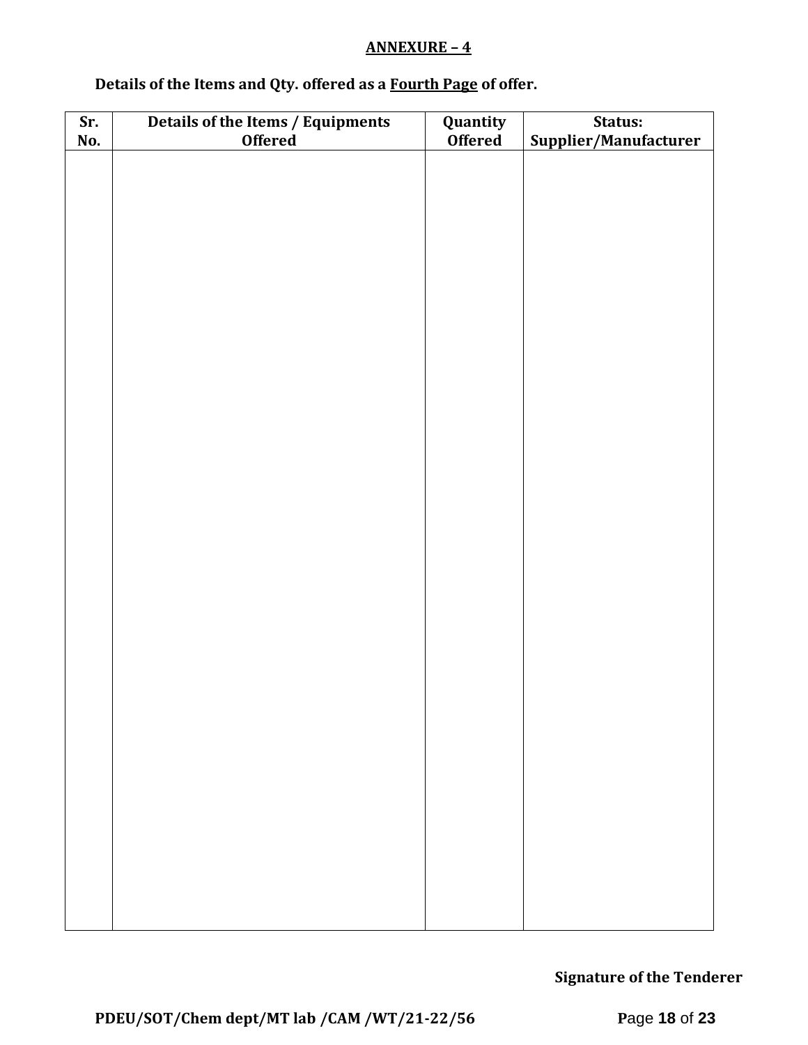**ANNEXURE – 4**

**Details of the Items and Qty. offered as a Fourth Page of offer.**

| Sr. No. | Details of the Items / Equipments Offered | Quantity Offered | Status: Supplier/Manufacturer |
|---|---|---|---|
| | | | |

**Signature of the Tenderer**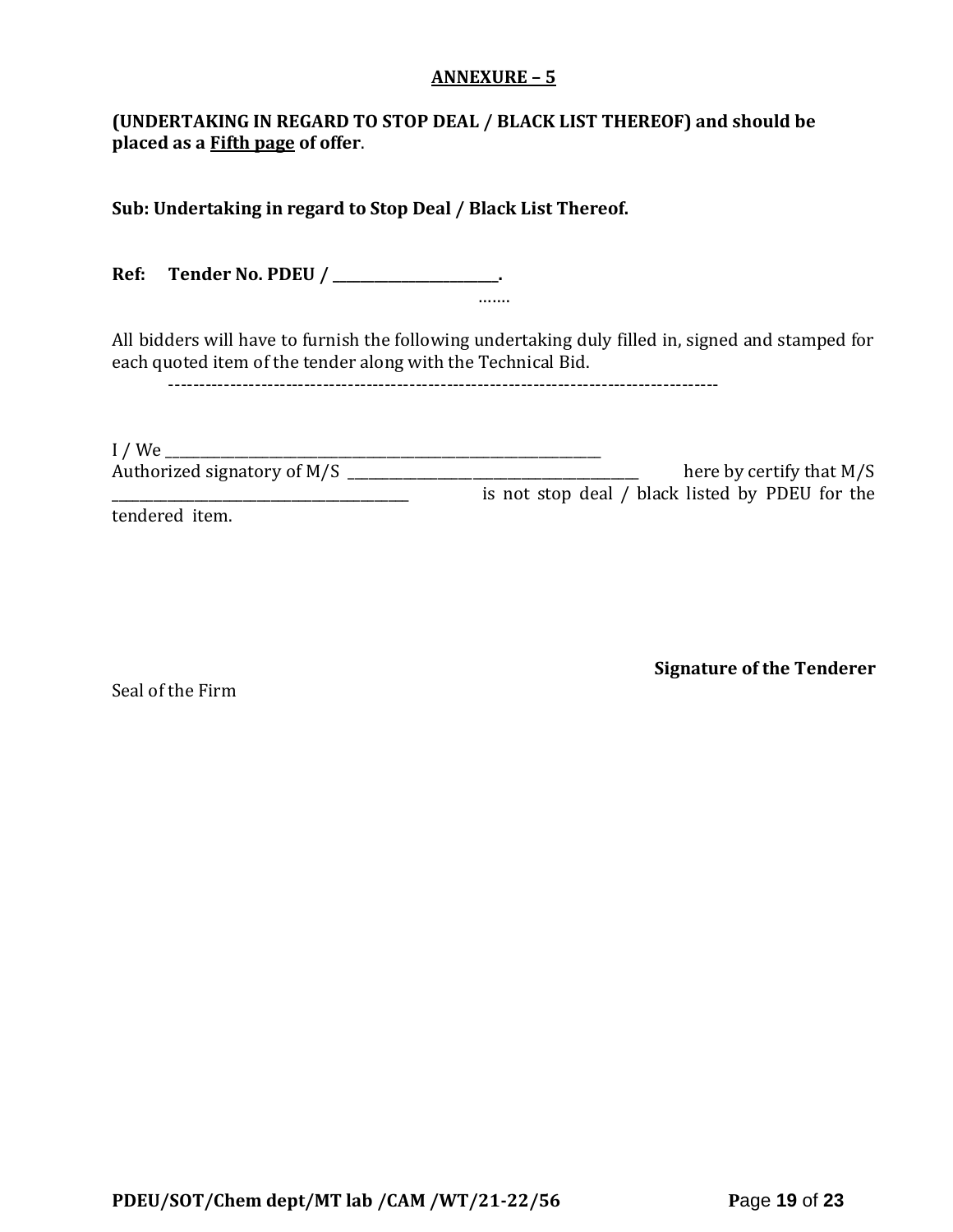## ANNEXURE – 5

**(UNDERTAKING IN REGARD TO STOP DEAL / BLACK LIST THEREOF) and should be placed as a <u>Fifth page</u> of offer**.

**Sub: Undertaking in regard to Stop Deal / Black List Thereof.**

**Ref: Tender No. PDEU / \_\_\_\_\_\_\_\_\_\_\_\_\_\_\_\_\_\_\_\_\_\_\_\_.**

…….

All bidders will have to furnish the following undertaking duly filled in, signed and stamped for each quoted item of the tender along with the Technical Bid.

-------------------------------------------------------------------------------------------

I / We \_\_\_\_\_\_\_\_\_\_\_\_\_\_\_\_\_\_\_\_\_\_\_\_\_\_\_\_\_\_\_\_\_\_\_\_\_\_\_\_\_\_\_\_\_\_\_\_\_\_\_\_\_\_\_\_\_\_\_\_\_\_\_\_
Authorized signatory of M/S \_\_\_\_\_\_\_\_\_\_\_\_\_\_\_\_\_\_\_\_\_\_\_\_\_\_\_\_\_\_\_\_\_\_\_\_\_\_\_\_\_\_\_\_ here by certify that M/S \_\_\_\_\_\_\_\_\_\_\_\_\_\_\_\_\_\_\_\_\_\_\_\_\_\_\_\_\_\_\_\_\_\_\_\_\_\_\_\_\_\_\_\_ is not stop deal / black listed by PDEU for the tendered item.

**Signature of the Tenderer**

Seal of the Firm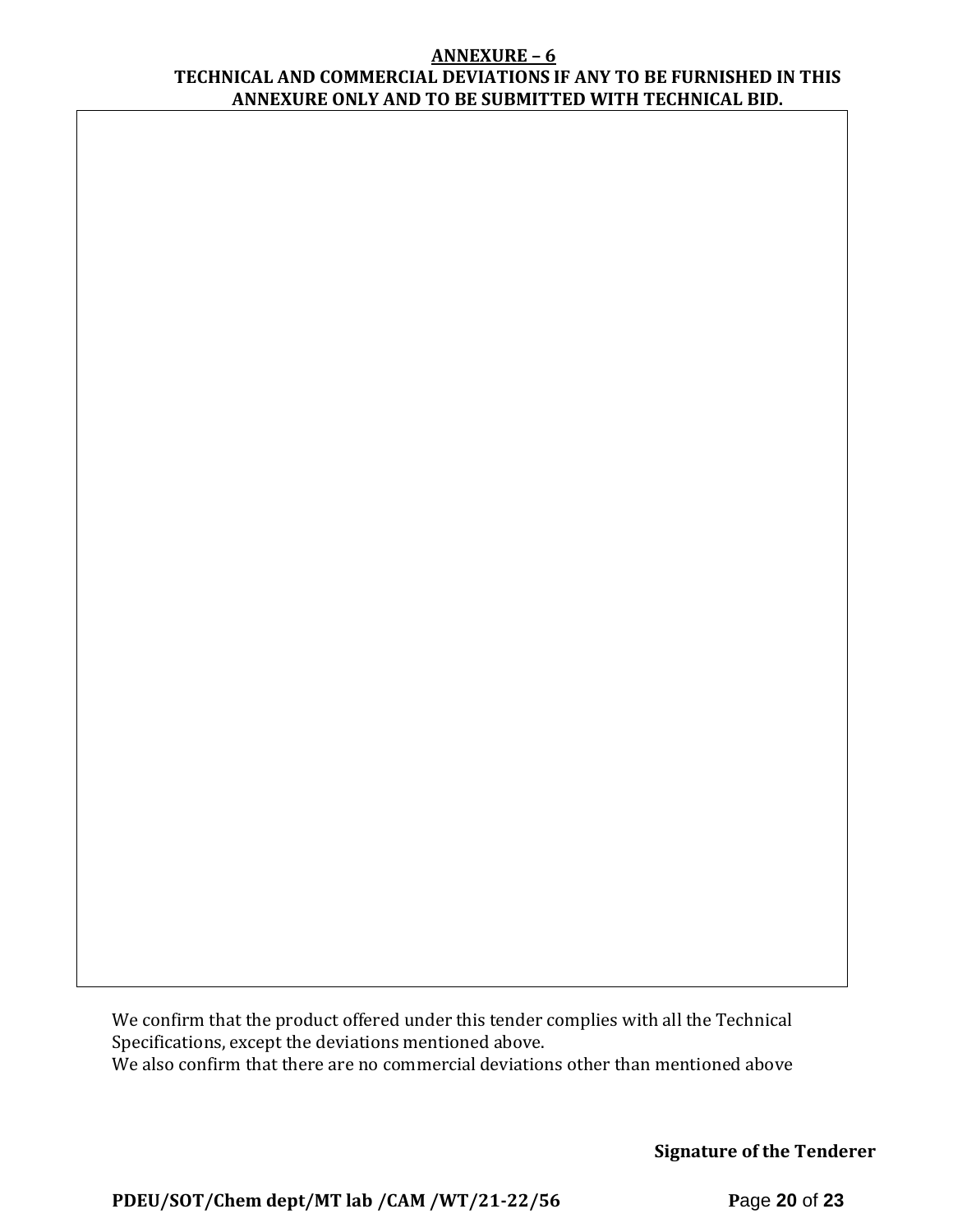## ANNEXURE – 6

### TECHNICAL AND COMMERCIAL DEVIATIONS IF ANY TO BE FURNISHED IN THIS ANNEXURE ONLY AND TO BE SUBMITTED WITH TECHNICAL BID.

| |
|---|
| |

We confirm that the product offered under this tender complies with all the Technical Specifications, except the deviations mentioned above.
We also confirm that there are no commercial deviations other than mentioned above

**Signature of the Tenderer**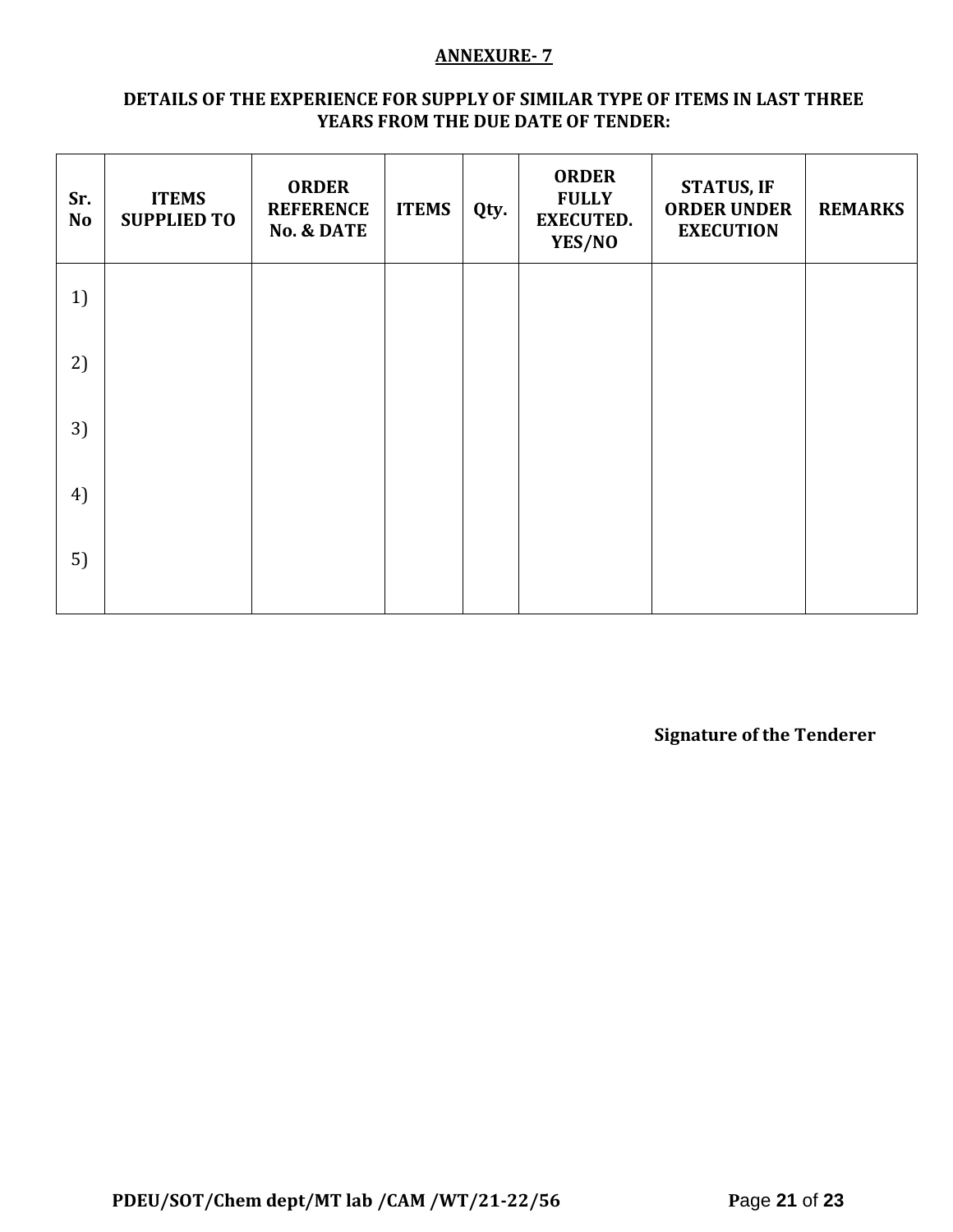**ANNEXURE- 7**

**DETAILS OF THE EXPERIENCE FOR SUPPLY OF SIMILAR TYPE OF ITEMS IN LAST THREE YEARS FROM THE DUE DATE OF TENDER:**

| Sr. No | ITEMS SUPPLIED TO | ORDER REFERENCE No. & DATE | ITEMS | Qty. | ORDER FULLY EXECUTED. YES/NO | STATUS, IF ORDER UNDER EXECUTION | REMARKS |
|---|---|---|---|---|---|---|---|
| 1) | | | | | | | |
| 2) | | | | | | | |
| 3) | | | | | | | |
| 4) | | | | | | | |
| 5) | | | | | | | |

**Signature of the Tenderer**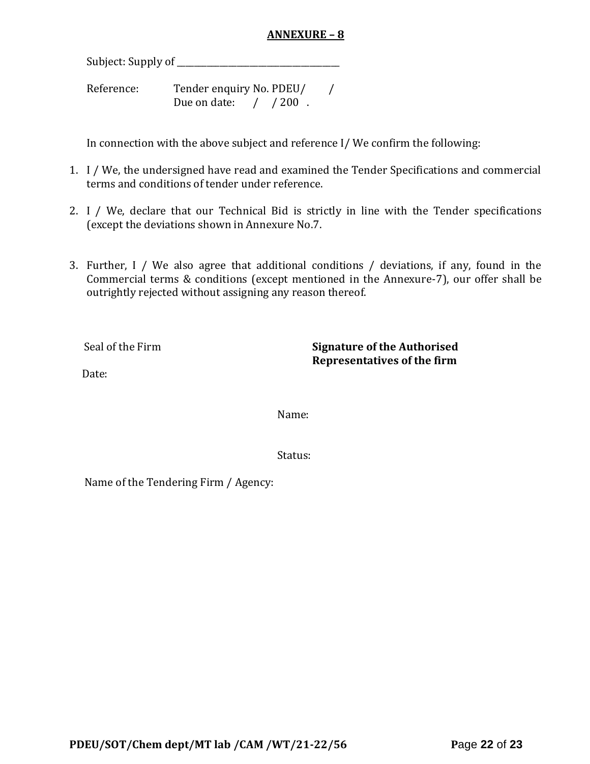## ANNEXURE – 8

Subject: Supply of ______________________________________

Reference: Tender enquiry No. PDEU/ /
Due on date: / / 200 .

In connection with the above subject and reference I/ We confirm the following:

1. I / We, the undersigned have read and examined the Tender Specifications and commercial terms and conditions of tender under reference.
2. I / We, declare that our Technical Bid is strictly in line with the Tender specifications (except the deviations shown in Annexure No.7.
3. Further, I / We also agree that additional conditions / deviations, if any, found in the Commercial terms & conditions (except mentioned in the Annexure-7), our offer shall be outrightly rejected without assigning any reason thereof.

Seal of the Firm

Date:

**Signature of the Authorised Representatives of the firm**

Name:

Status:

Name of the Tendering Firm / Agency: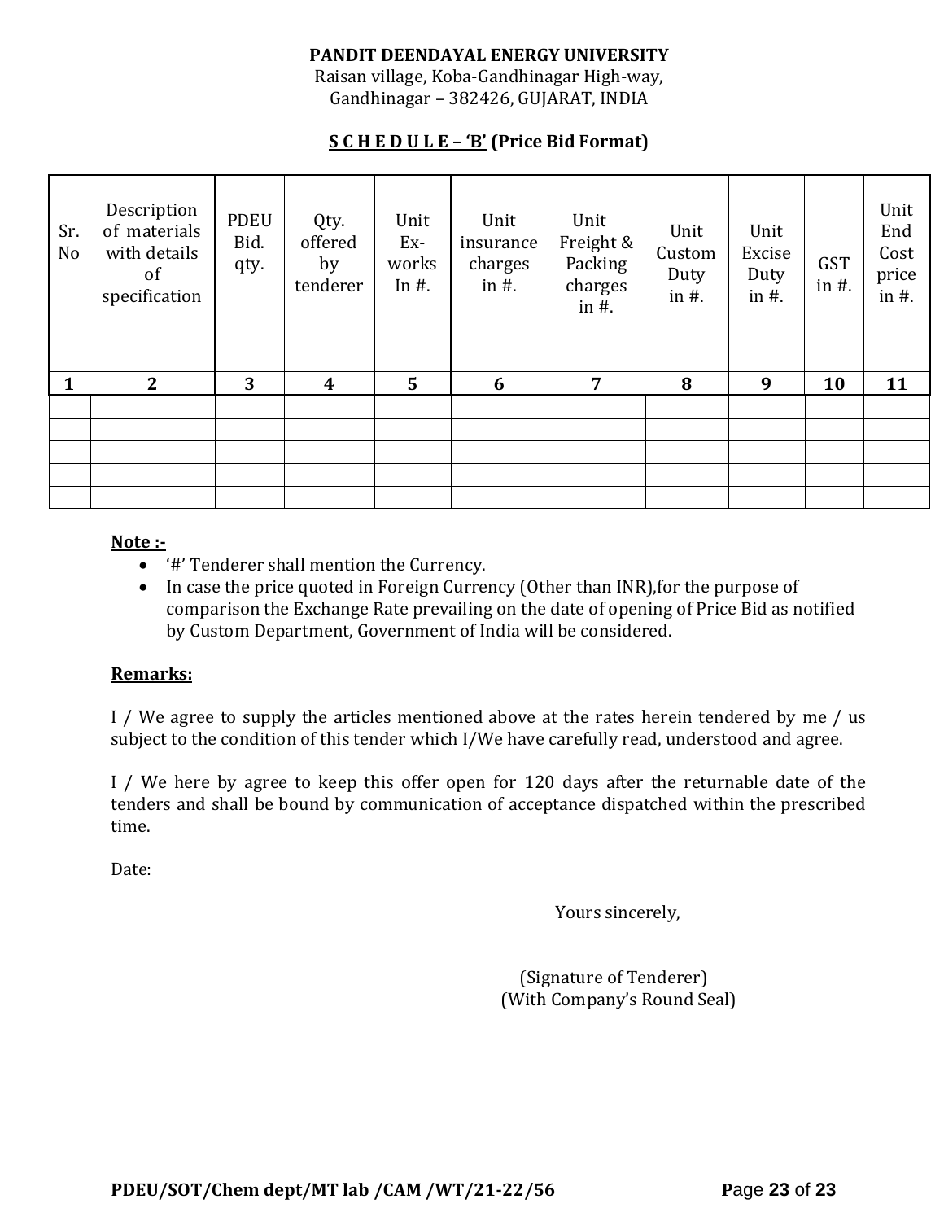**PANDIT DEENDAYAL ENERGY UNIVERSITY**
Raisan village, Koba-Gandhinagar High-way,
Gandhinagar – 382426, GUJARAT, INDIA

**S C H E D U L E – 'B' (Price Bid Format)**

| Sr. No | Description of materials with details of specification | PDEU Bid. qty. | Qty. offered by tenderer | Unit Ex-works In #. | Unit insurance charges in #. | Unit Freight & Packing charges in #. | Unit Custom Duty in #. | Unit Excise Duty in #. | GST in #. | Unit End Cost price in #. |
|---|---|---|---|---|---|---|---|---|---|---|
| **1** | **2** | **3** | **4** | **5** | **6** | **7** | **8** | **9** | **10** | **11** |
| | | | | | | | | | | |
| | | | | | | | | | | |
| | | | | | | | | | | |
| | | | | | | | | | | |
| | | | | | | | | | | |

**Note :-**

- '#' Tenderer shall mention the Currency.
- In case the price quoted in Foreign Currency (Other than INR),for the purpose of comparison the Exchange Rate prevailing on the date of opening of Price Bid as notified by Custom Department, Government of India will be considered.

**Remarks:**

I / We agree to supply the articles mentioned above at the rates herein tendered by me / us subject to the condition of this tender which I/We have carefully read, understood and agree.

I / We here by agree to keep this offer open for 120 days after the returnable date of the tenders and shall be bound by communication of acceptance dispatched within the prescribed time.

Date:

Yours sincerely,

(Signature of Tenderer)
(With Company's Round Seal)

**PDEU/SOT/Chem dept/MT lab /CAM /WT/21-22/56**